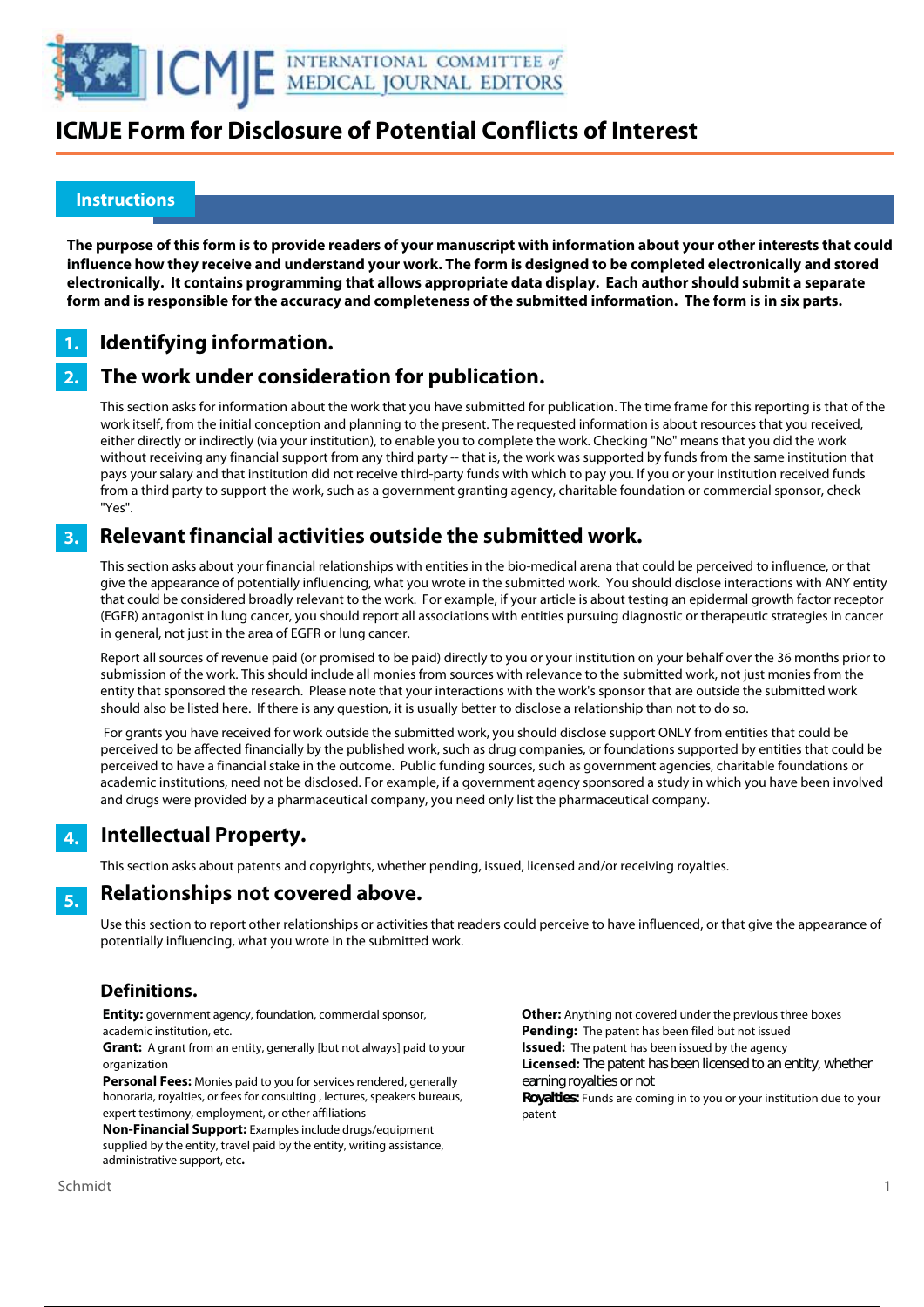# ICMJE Form for Disclosure of Potential Conflicts of Interest

## Instructions

**The purpose of this form is to provide readers of your manuscript with information about your other interests that could influence how they receive and understand your work. The form is designed to be completed electronically and stored electronically. It contains programming that allows appropriate data display. Each author should submit a separate form and is responsible for the accuracy and completeness of the submitted information. The form is in six parts.**

### 1. Identifying information.

### 2. The work under consideration for publication.

This section asks for information about the work that you have submitted for publication. The time frame for this reporting is that of the work itself, from the initial conception and planning to the present. The requested information is about resources that you received, either directly or indirectly (via your institution), to enable you to complete the work. Checking "No" means that you did the work without receiving any financial support from any third party -- that is, the work was supported by funds from the same institution that pays your salary and that institution did not receive third-party funds with which to pay you. If you or your institution received funds from a third party to support the work, such as a government granting agency, charitable foundation or commercial sponsor, check "Yes".

### 3. Relevant financial activities outside the submitted work.

This section asks about your financial relationships with entities in the bio-medical arena that could be perceived to influence, or that give the appearance of potentially influencing, what you wrote in the submitted work. You should disclose interactions with ANY entity that could be considered broadly relevant to the work. For example, if your article is about testing an epidermal growth factor receptor (EGFR) antagonist in lung cancer, you should report all associations with entities pursuing diagnostic or therapeutic strategies in cancer in general, not just in the area of EGFR or lung cancer.

Report all sources of revenue paid (or promised to be paid) directly to you or your institution on your behalf over the 36 months prior to submission of the work. This should include all monies from sources with relevance to the submitted work, not just monies from the entity that sponsored the research. Please note that your interactions with the work's sponsor that are outside the submitted work should also be listed here. If there is any question, it is usually better to disclose a relationship than not to do so.

For grants you have received for work outside the submitted work, you should disclose support ONLY from entities that could be perceived to be affected financially by the published work, such as drug companies, or foundations supported by entities that could be perceived to have a financial stake in the outcome. Public funding sources, such as government agencies, charitable foundations or academic institutions, need not be disclosed. For example, if a government agency sponsored a study in which you have been involved and drugs were provided by a pharmaceutical company, you need only list the pharmaceutical company.

### 4. Intellectual Property.

This section asks about patents and copyrights, whether pending, issued, licensed and/or receiving royalties.

### 5. Relationships not covered above.

Use this section to report other relationships or activities that readers could perceive to have influenced, or that give the appearance of potentially influencing, what you wrote in the submitted work.

### Definitions.

**Entity:** government agency, foundation, commercial sponsor, academic institution, etc.

**Grant:** A grant from an entity, generally [but not always] paid to your organization

**Personal Fees:** Monies paid to you for services rendered, generally honoraria, royalties, or fees for consulting , lectures, speakers bureaus, expert testimony, employment, or other affiliations

**Non-Financial Support:** Examples include drugs/equipment supplied by the entity, travel paid by the entity, writing assistance, administrative support, etc**.**

**Other:** Anything not covered under the previous three boxes

**Pending:** The patent has been filed but not issued

**Issued:** The patent has been issued by the agency

**Licensed:** The patent has been licensed to an entity, whether earning royalties or not

**Royalties:** Funds are coming in to you or your institution due to your patent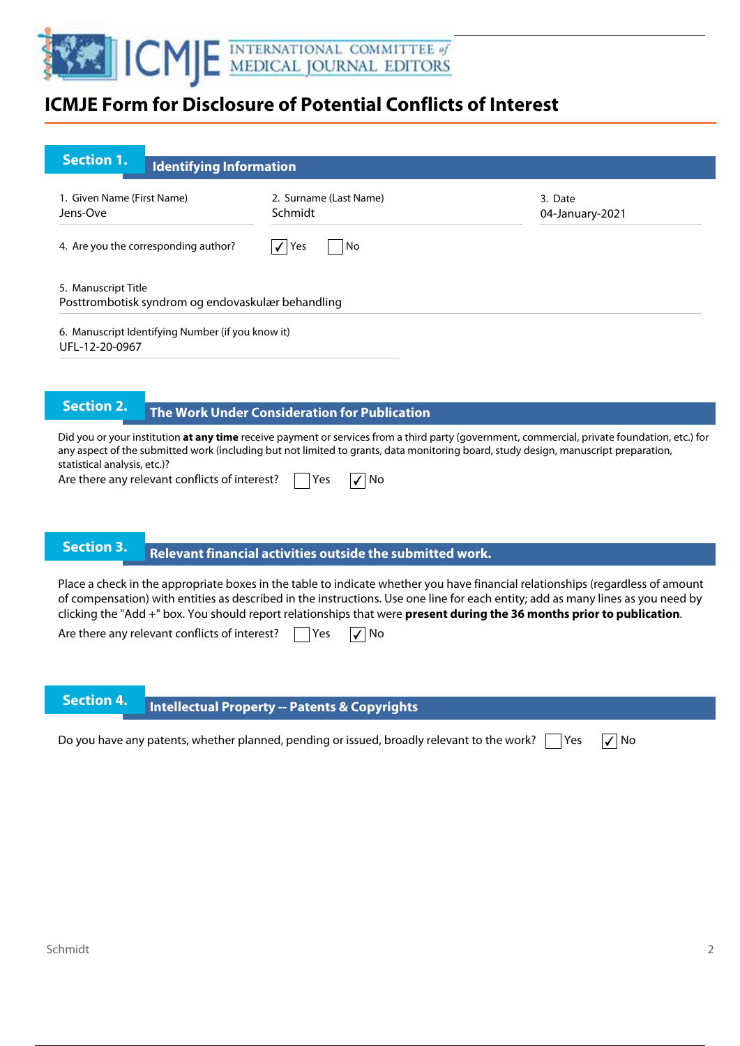# ICMJE Form for Disclosure of Potential Conflicts of Interest

## Section 1. Identifying Information

1. Given Name (First Name)
Jens-Ove

2. Surname (Last Name)
Schmidt

3. Date
04-January-2021

4. Are you the corresponding author? ☑ Yes ☐ No

5. Manuscript Title
Posttrombotisk syndrom og endovaskulær behandling

6. Manuscript Identifying Number (if you know it)
UFL-12-20-0967

## Section 2. The Work Under Consideration for Publication

Did you or your institution **at any time** receive payment or services from a third party (government, commercial, private foundation, etc.) for any aspect of the submitted work (including but not limited to grants, data monitoring board, study design, manuscript preparation, statistical analysis, etc.)?

Are there any relevant conflicts of interest? ☐ Yes ☑ No

## Section 3. Relevant financial activities outside the submitted work.

Place a check in the appropriate boxes in the table to indicate whether you have financial relationships (regardless of amount of compensation) with entities as described in the instructions. Use one line for each entity; add as many lines as you need by clicking the "Add +" box. You should report relationships that were **present during the 36 months prior to publication**.

Are there any relevant conflicts of interest? ☐ Yes ☑ No

## Section 4. Intellectual Property -- Patents & Copyrights

Do you have any patents, whether planned, pending or issued, broadly relevant to the work? ☐ Yes ☑ No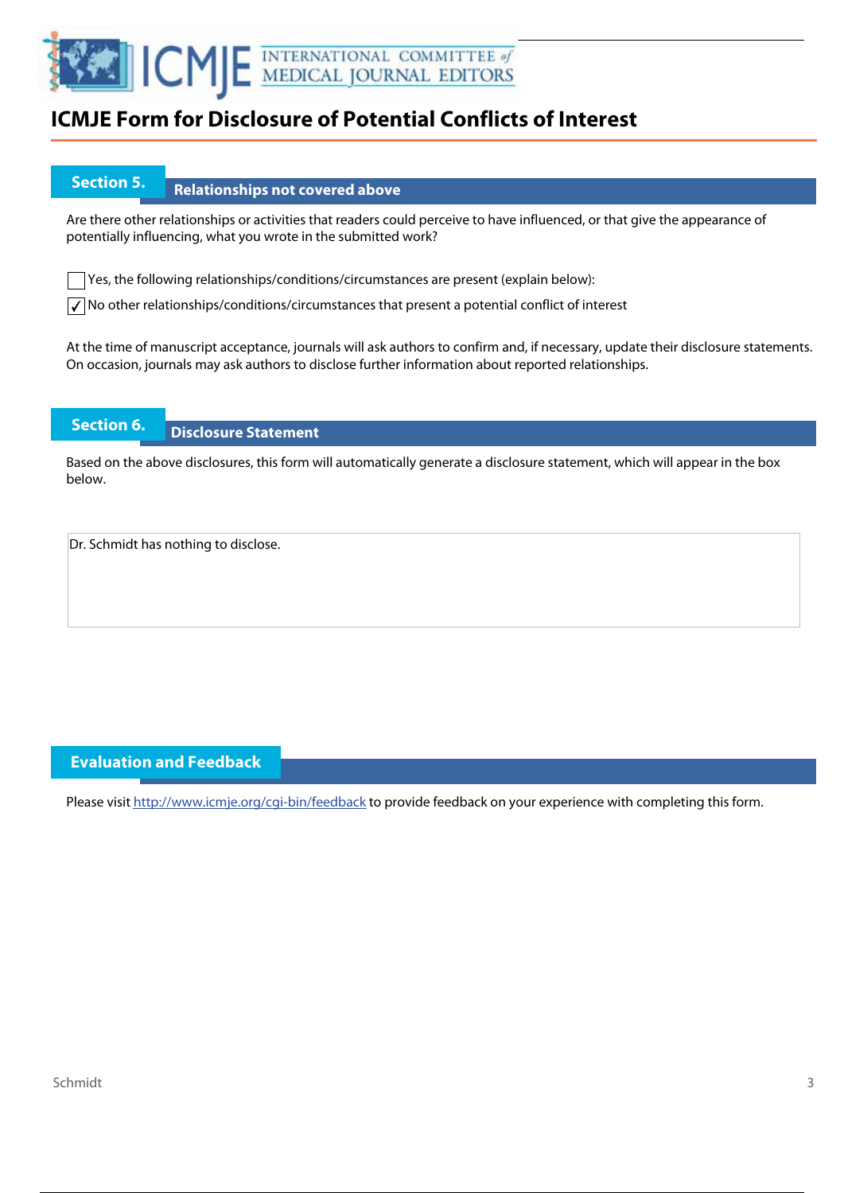# ICMJE Form for Disclosure of Potential Conflicts of Interest

## Section 5. Relationships not covered above

Are there other relationships or activities that readers could perceive to have influenced, or that give the appearance of potentially influencing, what you wrote in the submitted work?

☐ Yes, the following relationships/conditions/circumstances are present (explain below):

☑ No other relationships/conditions/circumstances that present a potential conflict of interest

At the time of manuscript acceptance, journals will ask authors to confirm and, if necessary, update their disclosure statements. On occasion, journals may ask authors to disclose further information about reported relationships.

## Section 6. Disclosure Statement

Based on the above disclosures, this form will automatically generate a disclosure statement, which will appear in the box below.

Dr. Schmidt has nothing to disclose.

## Evaluation and Feedback

Please visit http://www.icmje.org/cgi-bin/feedback to provide feedback on your experience with completing this form.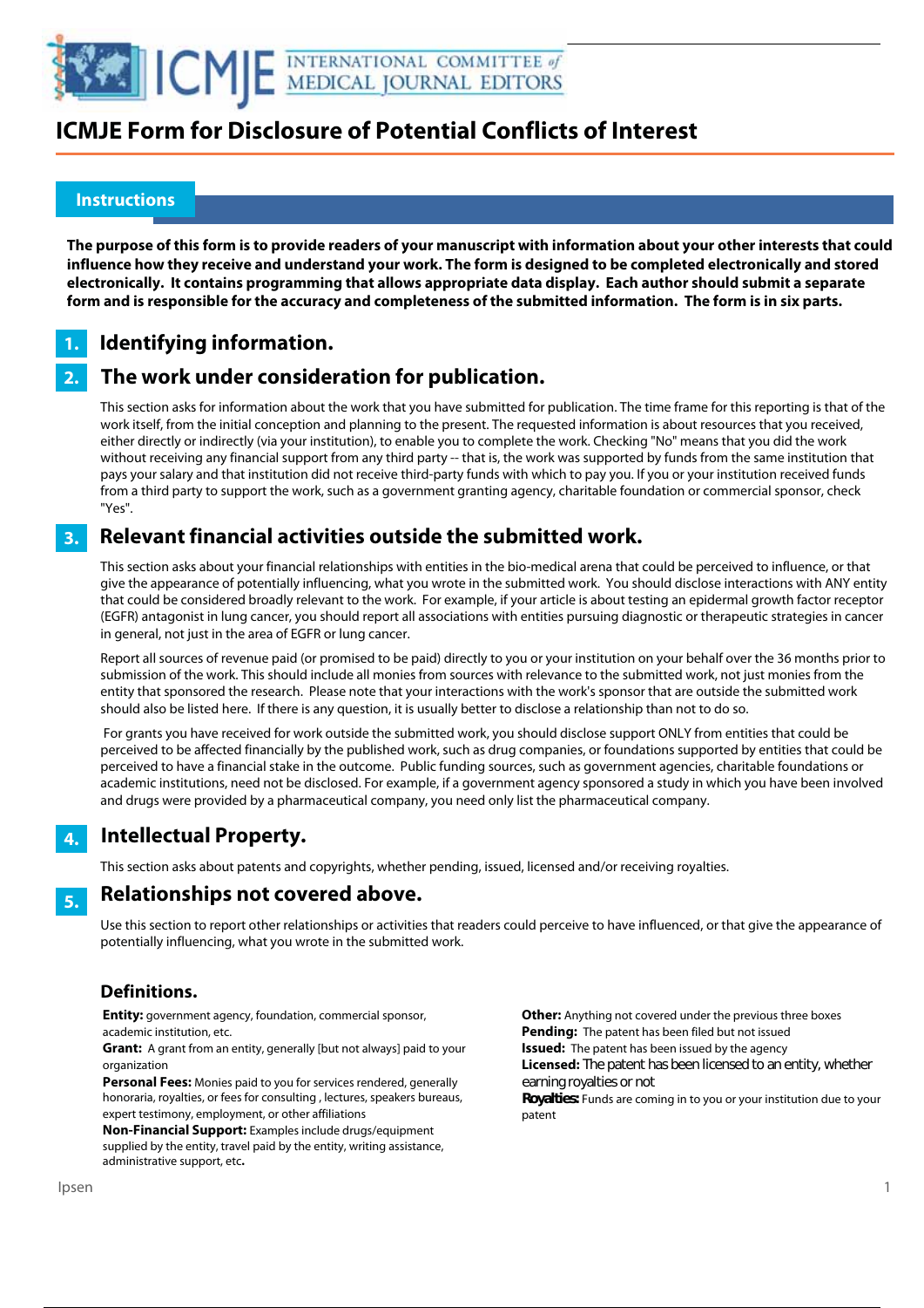# ICMJE Form for Disclosure of Potential Conflicts of Interest

## Instructions

**The purpose of this form is to provide readers of your manuscript with information about your other interests that could influence how they receive and understand your work. The form is designed to be completed electronically and stored electronically. It contains programming that allows appropriate data display. Each author should submit a separate form and is responsible for the accuracy and completeness of the submitted information. The form is in six parts.**

### 1. Identifying information.

### 2. The work under consideration for publication.

This section asks for information about the work that you have submitted for publication. The time frame for this reporting is that of the work itself, from the initial conception and planning to the present. The requested information is about resources that you received, either directly or indirectly (via your institution), to enable you to complete the work. Checking "No" means that you did the work without receiving any financial support from any third party -- that is, the work was supported by funds from the same institution that pays your salary and that institution did not receive third-party funds with which to pay you. If you or your institution received funds from a third party to support the work, such as a government granting agency, charitable foundation or commercial sponsor, check "Yes".

### 3. Relevant financial activities outside the submitted work.

This section asks about your financial relationships with entities in the bio-medical arena that could be perceived to influence, or that give the appearance of potentially influencing, what you wrote in the submitted work. You should disclose interactions with ANY entity that could be considered broadly relevant to the work. For example, if your article is about testing an epidermal growth factor receptor (EGFR) antagonist in lung cancer, you should report all associations with entities pursuing diagnostic or therapeutic strategies in cancer in general, not just in the area of EGFR or lung cancer.

Report all sources of revenue paid (or promised to be paid) directly to you or your institution on your behalf over the 36 months prior to submission of the work. This should include all monies from sources with relevance to the submitted work, not just monies from the entity that sponsored the research. Please note that your interactions with the work's sponsor that are outside the submitted work should also be listed here. If there is any question, it is usually better to disclose a relationship than not to do so.

For grants you have received for work outside the submitted work, you should disclose support ONLY from entities that could be perceived to be affected financially by the published work, such as drug companies, or foundations supported by entities that could be perceived to have a financial stake in the outcome. Public funding sources, such as government agencies, charitable foundations or academic institutions, need not be disclosed. For example, if a government agency sponsored a study in which you have been involved and drugs were provided by a pharmaceutical company, you need only list the pharmaceutical company.

### 4. Intellectual Property.

This section asks about patents and copyrights, whether pending, issued, licensed and/or receiving royalties.

### 5. Relationships not covered above.

Use this section to report other relationships or activities that readers could perceive to have influenced, or that give the appearance of potentially influencing, what you wrote in the submitted work.

### Definitions.

**Entity:** government agency, foundation, commercial sponsor, academic institution, etc.

**Grant:** A grant from an entity, generally [but not always] paid to your organization

**Personal Fees:** Monies paid to you for services rendered, generally honoraria, royalties, or fees for consulting , lectures, speakers bureaus, expert testimony, employment, or other affiliations

**Non-Financial Support:** Examples include drugs/equipment supplied by the entity, travel paid by the entity, writing assistance, administrative support, etc**.**

**Other:** Anything not covered under the previous three boxes

**Pending:** The patent has been filed but not issued

**Issued:** The patent has been issued by the agency

**Licensed:** The patent has been licensed to an entity, whether earning royalties or not

**Royalties:** Funds are coming in to you or your institution due to your patent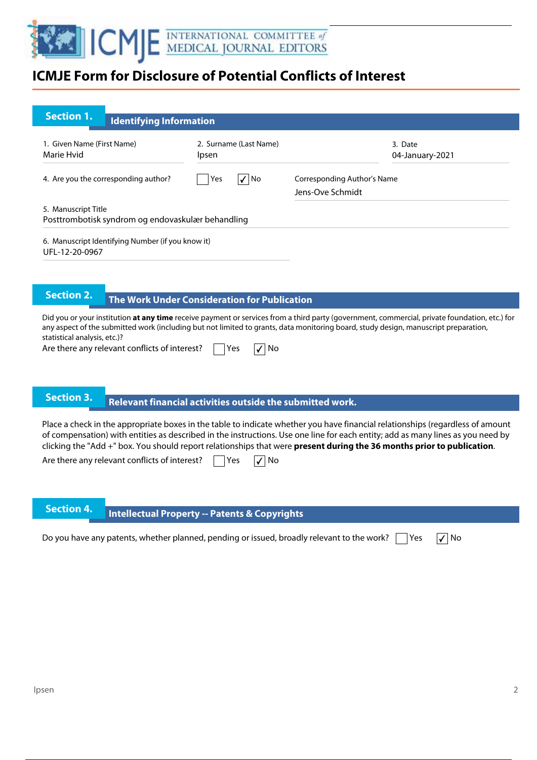# ICMJE Form for Disclosure of Potential Conflicts of Interest

## Section 1. Identifying Information

1. Given Name (First Name)
Marie Hvid

2. Surname (Last Name)
Ipsen

3. Date
04-January-2021

4. Are you the corresponding author? ☐ Yes ☑ No

Corresponding Author's Name
Jens-Ove Schmidt

5. Manuscript Title
Posttrombotisk syndrom og endovaskulær behandling

6. Manuscript Identifying Number (if you know it)
UFL-12-20-0967

## Section 2. The Work Under Consideration for Publication

Did you or your institution **at any time** receive payment or services from a third party (government, commercial, private foundation, etc.) for any aspect of the submitted work (including but not limited to grants, data monitoring board, study design, manuscript preparation, statistical analysis, etc.)?

Are there any relevant conflicts of interest? ☐ Yes ☑ No

## Section 3. Relevant financial activities outside the submitted work.

Place a check in the appropriate boxes in the table to indicate whether you have financial relationships (regardless of amount of compensation) with entities as described in the instructions. Use one line for each entity; add as many lines as you need by clicking the "Add +" box. You should report relationships that were **present during the 36 months prior to publication**.

Are there any relevant conflicts of interest? ☐ Yes ☑ No

## Section 4. Intellectual Property -- Patents & Copyrights

Do you have any patents, whether planned, pending or issued, broadly relevant to the work? ☐ Yes ☑ No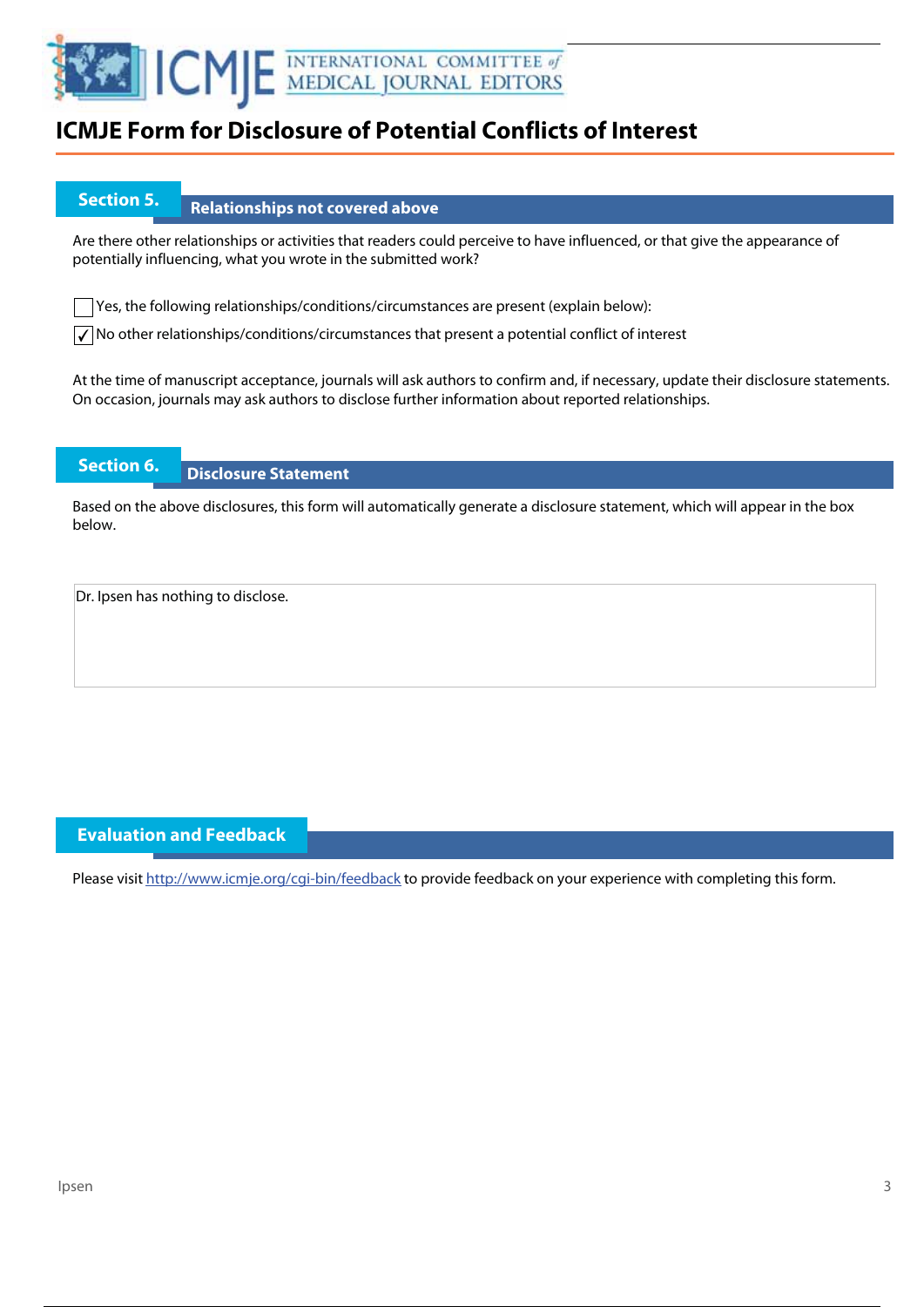# ICMJE Form for Disclosure of Potential Conflicts of Interest

## Section 5. Relationships not covered above

Are there other relationships or activities that readers could perceive to have influenced, or that give the appearance of potentially influencing, what you wrote in the submitted work?

☐ Yes, the following relationships/conditions/circumstances are present (explain below):

☑ No other relationships/conditions/circumstances that present a potential conflict of interest

At the time of manuscript acceptance, journals will ask authors to confirm and, if necessary, update their disclosure statements. On occasion, journals may ask authors to disclose further information about reported relationships.

## Section 6. Disclosure Statement

Based on the above disclosures, this form will automatically generate a disclosure statement, which will appear in the box below.

Dr. Ipsen has nothing to disclose.

## Evaluation and Feedback

Please visit http://www.icmje.org/cgi-bin/feedback to provide feedback on your experience with completing this form.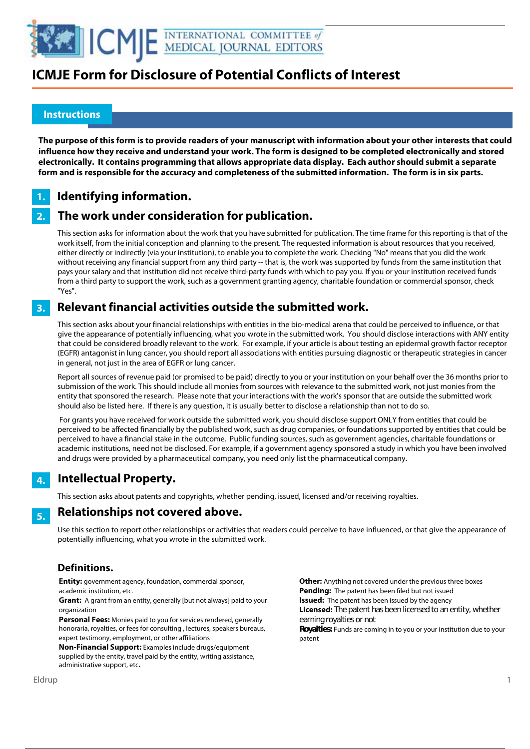# ICMJE Form for Disclosure of Potential Conflicts of Interest

## Instructions

**The purpose of this form is to provide readers of your manuscript with information about your other interests that could influence how they receive and understand your work. The form is designed to be completed electronically and stored electronically. It contains programming that allows appropriate data display. Each author should submit a separate form and is responsible for the accuracy and completeness of the submitted information. The form is in six parts.**

### 1. Identifying information.

### 2. The work under consideration for publication.

This section asks for information about the work that you have submitted for publication. The time frame for this reporting is that of the work itself, from the initial conception and planning to the present. The requested information is about resources that you received, either directly or indirectly (via your institution), to enable you to complete the work. Checking "No" means that you did the work without receiving any financial support from any third party -- that is, the work was supported by funds from the same institution that pays your salary and that institution did not receive third-party funds with which to pay you. If you or your institution received funds from a third party to support the work, such as a government granting agency, charitable foundation or commercial sponsor, check "Yes".

### 3. Relevant financial activities outside the submitted work.

This section asks about your financial relationships with entities in the bio-medical arena that could be perceived to influence, or that give the appearance of potentially influencing, what you wrote in the submitted work. You should disclose interactions with ANY entity that could be considered broadly relevant to the work. For example, if your article is about testing an epidermal growth factor receptor (EGFR) antagonist in lung cancer, you should report all associations with entities pursuing diagnostic or therapeutic strategies in cancer in general, not just in the area of EGFR or lung cancer.

Report all sources of revenue paid (or promised to be paid) directly to you or your institution on your behalf over the 36 months prior to submission of the work. This should include all monies from sources with relevance to the submitted work, not just monies from the entity that sponsored the research. Please note that your interactions with the work's sponsor that are outside the submitted work should also be listed here. If there is any question, it is usually better to disclose a relationship than not to do so.

For grants you have received for work outside the submitted work, you should disclose support ONLY from entities that could be perceived to be affected financially by the published work, such as drug companies, or foundations supported by entities that could be perceived to have a financial stake in the outcome. Public funding sources, such as government agencies, charitable foundations or academic institutions, need not be disclosed. For example, if a government agency sponsored a study in which you have been involved and drugs were provided by a pharmaceutical company, you need only list the pharmaceutical company.

### 4. Intellectual Property.

This section asks about patents and copyrights, whether pending, issued, licensed and/or receiving royalties.

### 5. Relationships not covered above.

Use this section to report other relationships or activities that readers could perceive to have influenced, or that give the appearance of potentially influencing, what you wrote in the submitted work.

### Definitions.

**Entity:** government agency, foundation, commercial sponsor, academic institution, etc.

**Grant:** A grant from an entity, generally [but not always] paid to your organization

**Personal Fees:** Monies paid to you for services rendered, generally honoraria, royalties, or fees for consulting , lectures, speakers bureaus, expert testimony, employment, or other affiliations

**Non-Financial Support:** Examples include drugs/equipment supplied by the entity, travel paid by the entity, writing assistance, administrative support, etc**.**

**Other:** Anything not covered under the previous three boxes

**Pending:** The patent has been filed but not issued

**Issued:** The patent has been issued by the agency

**Licensed:** The patent has been licensed to an entity, whether earning royalties or not

**Royalties:** Funds are coming in to you or your institution due to your patent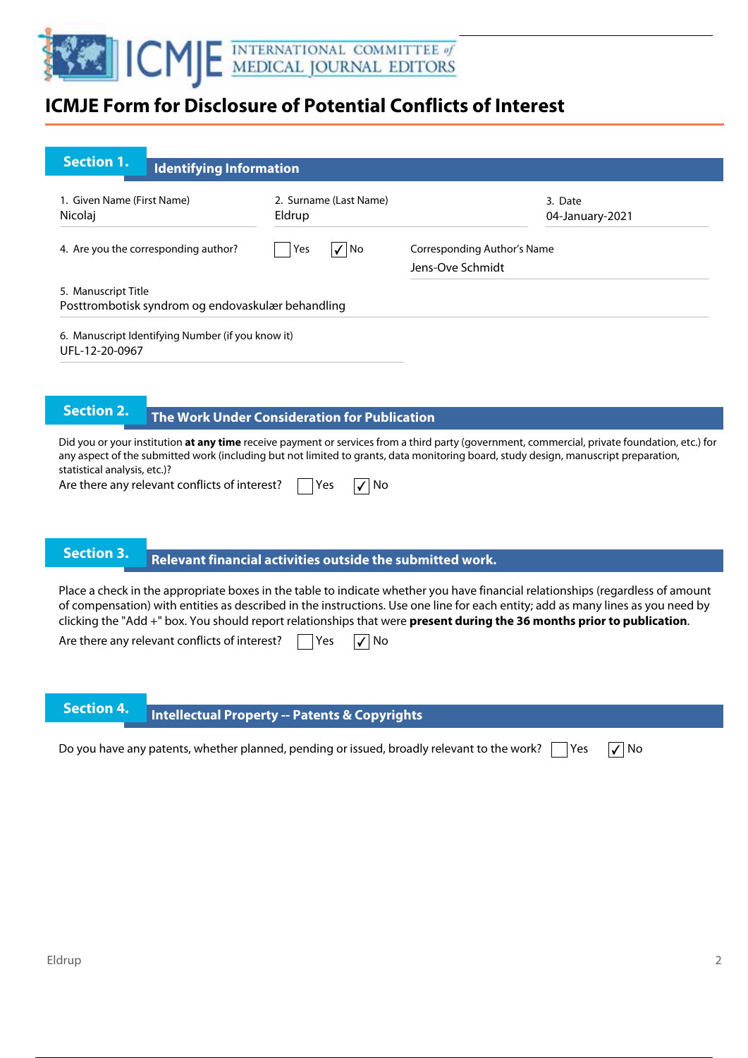# ICMJE Form for Disclosure of Potential Conflicts of Interest

## Section 1. Identifying Information

1. Given Name (First Name)
Nicolaj

2. Surname (Last Name)
Eldrup

3. Date
04-January-2021

4. Are you the corresponding author? ☐ Yes ☑ No

Corresponding Author's Name
Jens-Ove Schmidt

5. Manuscript Title
Posttrombotisk syndrom og endovaskulær behandling

6. Manuscript Identifying Number (if you know it)
UFL-12-20-0967

## Section 2. The Work Under Consideration for Publication

Did you or your institution **at any time** receive payment or services from a third party (government, commercial, private foundation, etc.) for any aspect of the submitted work (including but not limited to grants, data monitoring board, study design, manuscript preparation, statistical analysis, etc.)?

Are there any relevant conflicts of interest? ☐ Yes ☑ No

## Section 3. Relevant financial activities outside the submitted work.

Place a check in the appropriate boxes in the table to indicate whether you have financial relationships (regardless of amount of compensation) with entities as described in the instructions. Use one line for each entity; add as many lines as you need by clicking the "Add +" box. You should report relationships that were **present during the 36 months prior to publication**.

Are there any relevant conflicts of interest? ☐ Yes ☑ No

## Section 4. Intellectual Property -- Patents & Copyrights

Do you have any patents, whether planned, pending or issued, broadly relevant to the work? ☐ Yes ☑ No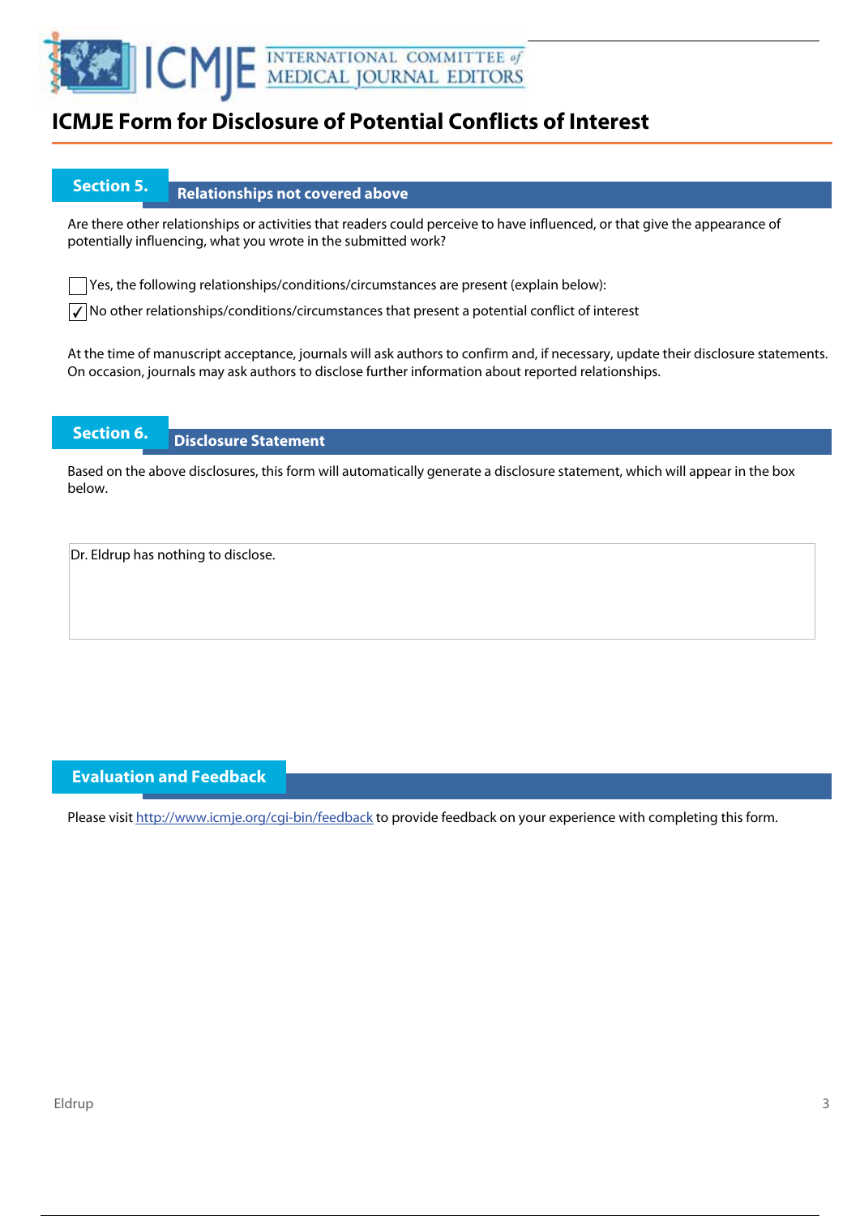# ICMJE Form for Disclosure of Potential Conflicts of Interest

## Section 5. Relationships not covered above

Are there other relationships or activities that readers could perceive to have influenced, or that give the appearance of potentially influencing, what you wrote in the submitted work?

☐ Yes, the following relationships/conditions/circumstances are present (explain below):

☑ No other relationships/conditions/circumstances that present a potential conflict of interest

At the time of manuscript acceptance, journals will ask authors to confirm and, if necessary, update their disclosure statements. On occasion, journals may ask authors to disclose further information about reported relationships.

## Section 6. Disclosure Statement

Based on the above disclosures, this form will automatically generate a disclosure statement, which will appear in the box below.

Dr. Eldrup has nothing to disclose.

## Evaluation and Feedback

Please visit http://www.icmje.org/cgi-bin/feedback to provide feedback on your experience with completing this form.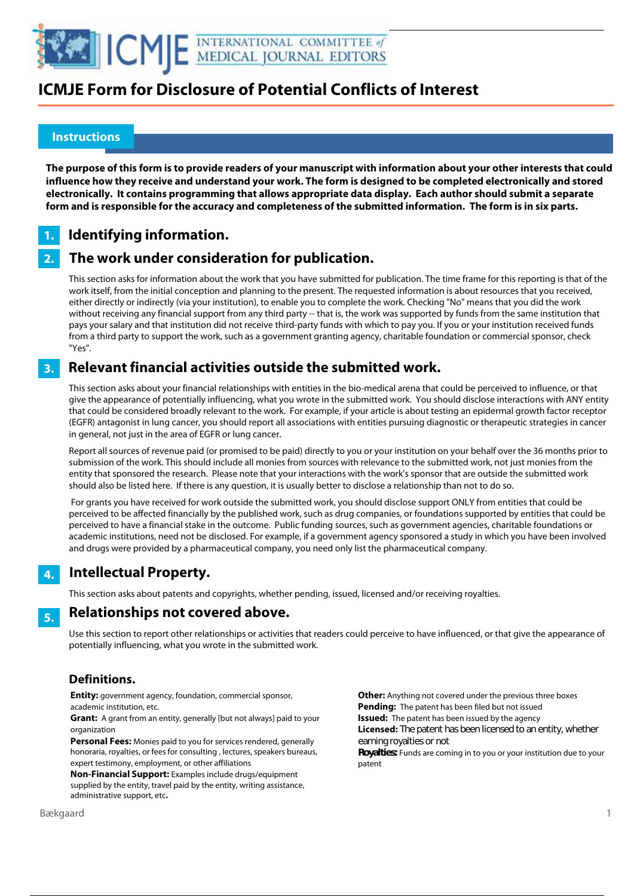# ICMJE Form for Disclosure of Potential Conflicts of Interest

## Instructions

**The purpose of this form is to provide readers of your manuscript with information about your other interests that could influence how they receive and understand your work. The form is designed to be completed electronically and stored electronically. It contains programming that allows appropriate data display. Each author should submit a separate form and is responsible for the accuracy and completeness of the submitted information. The form is in six parts.**

### 1. Identifying information.

### 2. The work under consideration for publication.

This section asks for information about the work that you have submitted for publication. The time frame for this reporting is that of the work itself, from the initial conception and planning to the present. The requested information is about resources that you received, either directly or indirectly (via your institution), to enable you to complete the work. Checking "No" means that you did the work without receiving any financial support from any third party -- that is, the work was supported by funds from the same institution that pays your salary and that institution did not receive third-party funds with which to pay you. If you or your institution received funds from a third party to support the work, such as a government granting agency, charitable foundation or commercial sponsor, check "Yes".

### 3. Relevant financial activities outside the submitted work.

This section asks about your financial relationships with entities in the bio-medical arena that could be perceived to influence, or that give the appearance of potentially influencing, what you wrote in the submitted work. You should disclose interactions with ANY entity that could be considered broadly relevant to the work. For example, if your article is about testing an epidermal growth factor receptor (EGFR) antagonist in lung cancer, you should report all associations with entities pursuing diagnostic or therapeutic strategies in cancer in general, not just in the area of EGFR or lung cancer.

Report all sources of revenue paid (or promised to be paid) directly to you or your institution on your behalf over the 36 months prior to submission of the work. This should include all monies from sources with relevance to the submitted work, not just monies from the entity that sponsored the research. Please note that your interactions with the work's sponsor that are outside the submitted work should also be listed here. If there is any question, it is usually better to disclose a relationship than not to do so.

For grants you have received for work outside the submitted work, you should disclose support ONLY from entities that could be perceived to be affected financially by the published work, such as drug companies, or foundations supported by entities that could be perceived to have a financial stake in the outcome. Public funding sources, such as government agencies, charitable foundations or academic institutions, need not be disclosed. For example, if a government agency sponsored a study in which you have been involved and drugs were provided by a pharmaceutical company, you need only list the pharmaceutical company.

### 4. Intellectual Property.

This section asks about patents and copyrights, whether pending, issued, licensed and/or receiving royalties.

### 5. Relationships not covered above.

Use this section to report other relationships or activities that readers could perceive to have influenced, or that give the appearance of potentially influencing, what you wrote in the submitted work.

### Definitions.

**Entity:** government agency, foundation, commercial sponsor, academic institution, etc.

**Grant:** A grant from an entity, generally [but not always] paid to your organization

**Personal Fees:** Monies paid to you for services rendered, generally honoraria, royalties, or fees for consulting , lectures, speakers bureaus, expert testimony, employment, or other affiliations

**Non-Financial Support:** Examples include drugs/equipment supplied by the entity, travel paid by the entity, writing assistance, administrative support, etc**.**

**Other:** Anything not covered under the previous three boxes

**Pending:** The patent has been filed but not issued

**Issued:** The patent has been issued by the agency

**Licensed:** The patent has been licensed to an entity, whether earning royalties or not

**Royalties:** Funds are coming in to you or your institution due to your patent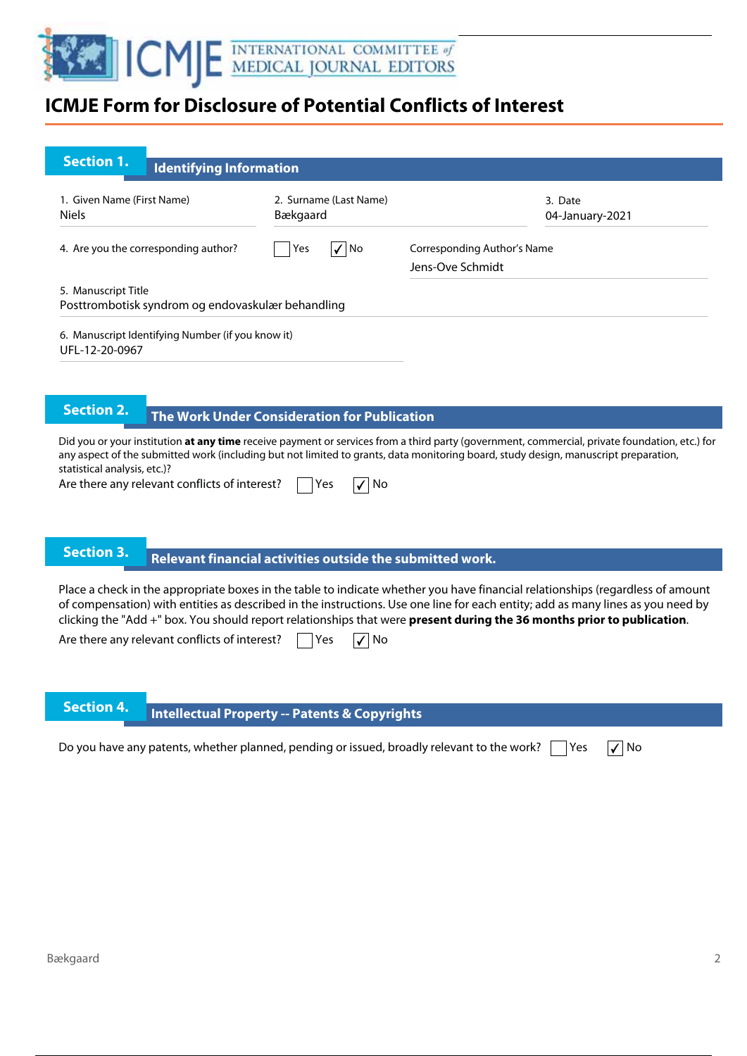# ICMJE Form for Disclosure of Potential Conflicts of Interest

## Section 1. Identifying Information

1. Given Name (First Name)
Niels

2. Surname (Last Name)
Bækgaard

3. Date
04-January-2021

4. Are you the corresponding author? ☐ Yes ☑ No

Corresponding Author's Name
Jens-Ove Schmidt

5. Manuscript Title
Posttrombotisk syndrom og endovaskulær behandling

6. Manuscript Identifying Number (if you know it)
UFL-12-20-0967

## Section 2. The Work Under Consideration for Publication

Did you or your institution **at any time** receive payment or services from a third party (government, commercial, private foundation, etc.) for any aspect of the submitted work (including but not limited to grants, data monitoring board, study design, manuscript preparation, statistical analysis, etc.)?

Are there any relevant conflicts of interest? ☐ Yes ☑ No

## Section 3. Relevant financial activities outside the submitted work.

Place a check in the appropriate boxes in the table to indicate whether you have financial relationships (regardless of amount of compensation) with entities as described in the instructions. Use one line for each entity; add as many lines as you need by clicking the "Add +" box. You should report relationships that were **present during the 36 months prior to publication**.

Are there any relevant conflicts of interest? ☐ Yes ☑ No

## Section 4. Intellectual Property -- Patents & Copyrights

Do you have any patents, whether planned, pending or issued, broadly relevant to the work? ☐ Yes ☑ No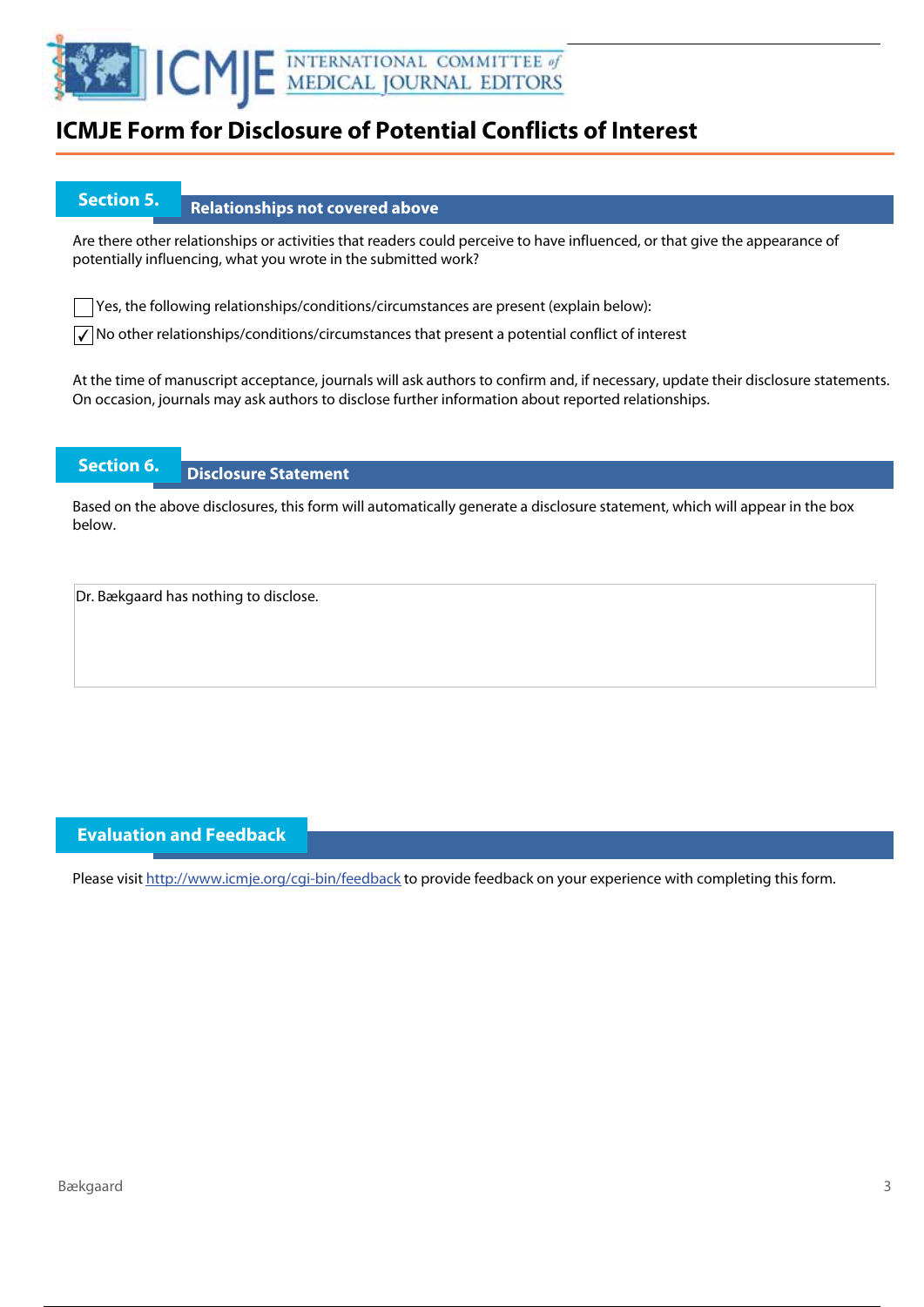# ICMJE Form for Disclosure of Potential Conflicts of Interest

## Section 5. Relationships not covered above

Are there other relationships or activities that readers could perceive to have influenced, or that give the appearance of potentially influencing, what you wrote in the submitted work?

- [ ] Yes, the following relationships/conditions/circumstances are present (explain below):
- [x] No other relationships/conditions/circumstances that present a potential conflict of interest

At the time of manuscript acceptance, journals will ask authors to confirm and, if necessary, update their disclosure statements. On occasion, journals may ask authors to disclose further information about reported relationships.

## Section 6. Disclosure Statement

Based on the above disclosures, this form will automatically generate a disclosure statement, which will appear in the box below.

Dr. Bækgaard has nothing to disclose.

## Evaluation and Feedback

Please visit http://www.icmje.org/cgi-bin/feedback to provide feedback on your experience with completing this form.